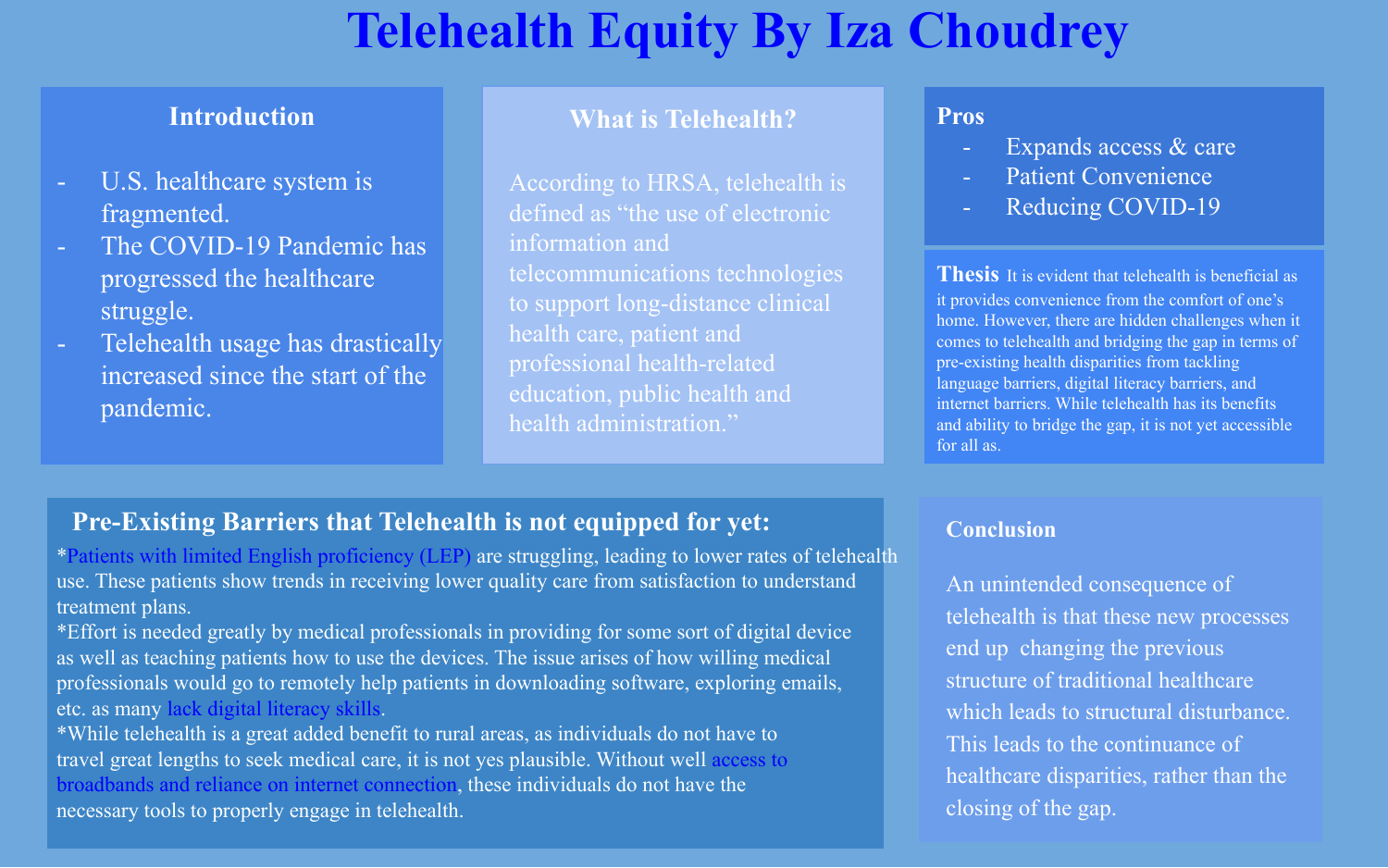# Telehealth Equity By Iza Choudrey

## Introduction

- U.S. healthcare system is fragmented.
- The COVID-19 Pandemic has progressed the healthcare struggle.
- Telehealth usage has drastically increased since the start of the pandemic.

## What is Telehealth?

According to HRSA, telehealth is defined as "the use of electronic information and telecommunications technologies to support long-distance clinical health care, patient and professional health-related education, public health and health administration."

## Pros

- Expands access & care
- Patient Convenience
- Reducing COVID-19

**Thesis** It is evident that telehealth is beneficial as it provides convenience from the comfort of one's home. However, there are hidden challenges when it comes to telehealth and bridging the gap in terms of pre-existing health disparities from tackling language barriers, digital literacy barriers, and internet barriers. While telehealth has its benefits and ability to bridge the gap, it is not yet accessible for all as.

## Pre-Existing Barriers that Telehealth is not equipped for yet:

*Patients with limited English proficiency (LEP) are struggling, leading to lower rates of telehealth use. These patients show trends in receiving lower quality care from satisfaction to understand treatment plans.

*Effort is needed greatly by medical professionals in providing for some sort of digital device as well as teaching patients how to use the devices. The issue arises of how willing medical professionals would go to remotely help patients in downloading software, exploring emails, etc. as many lack digital literacy skills.

*While telehealth is a great added benefit to rural areas, as individuals do not have to travel great lengths to seek medical care, it is not yes plausible. Without well access to broadbands and reliance on internet connection, these individuals do not have the necessary tools to properly engage in telehealth.

## Conclusion

An unintended consequence of telehealth is that these new processes end up changing the previous structure of traditional healthcare which leads to structural disturbance. This leads to the continuance of healthcare disparities, rather than the closing of the gap.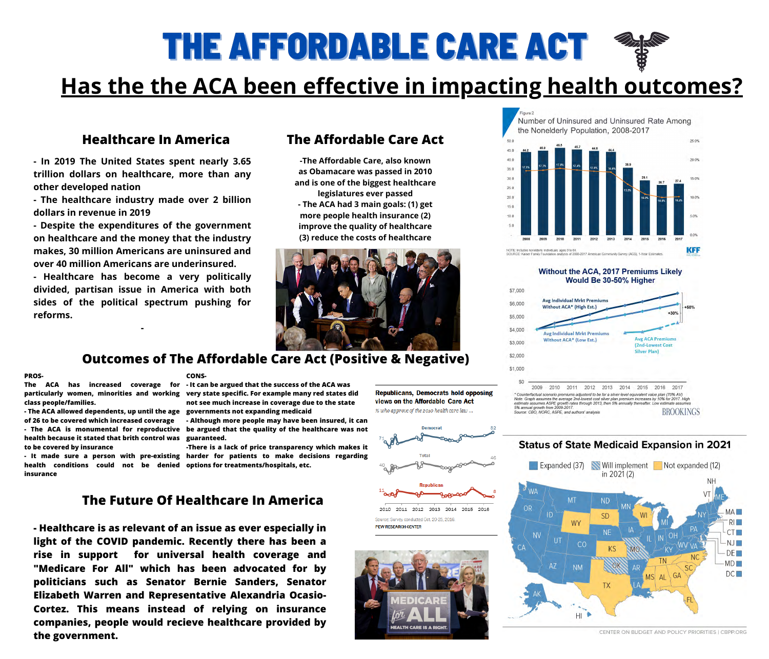# THE AFFORDABLE CARE ACT

## Has the the ACA been effective in impacting health outcomes?

### Healthcare In America

- In 2019 The United States spent nearly 3.65 trillion dollars on healthcare, more than any other developed nation
- The healthcare industry made over 2 billion dollars in revenue in 2019
- Despite the expenditures of the government on healthcare and the money that the industry makes, 30 million Americans are uninsured and over 40 million Americans are underinsured.
- Healthcare has become a very politically divided, partisan issue in America with both sides of the political spectrum pushing for reforms.

### The Affordable Care Act

-The Affordable Care, also known as Obamacare was passed in 2010 and is one of the biggest healthcare legislatures ever passed
- The ACA had 3 main goals: (1) get more people health insurance (2) improve the quality of healthcare (3) reduce the costs of healthcare

Figure 2
Number of Uninsured and Uninsured Rate Among the Nonelderly Population, 2008-2017

| Year | Uninsured (millions) | Uninsured Rate |
|---|---|---|
| 2008 | 44.2 | 17.1% |
| 2009 | 46.0 | 17.7% |
| 2010 | 46.5 | 17.8% |
| 2011 | 45.7 | 17.4% |
| 2012 | 44.8 | 17.0% |
| 2013 | 44.4 | 16.8% |
| 2014 | 35.9 | 13.5% |
| 2015 | 29.1 | 10.9% |
| 2016 | 26.7 | 10.0% |
| 2017 | 27.4 | 10.2% |

NOTE: Includes nonelderly individuals ages 0 to 64.
SOURCE: Kaiser Family Foundation analysis of 2008-2017 American Community Survey (ACS), 1-Year Estimates.
KFF

**Without the ACA, 2017 Premiums Likely Would Be 30-50% Higher**

Avg Individual Mrkt Premiums Without ACA* (High Est.) — +50%
Avg Individual Mrkt Premiums Without ACA* (Low Est.) — +30%
Avg ACA Premiums (2nd-Lowest Cost Silver Plan)

\* Counterfactual scenario premiums adjusted to be for a silver-level equivalent value plan (70% AV)
Note: Graph assumes the average 2nd-lowest cost silver plan premium increases by 10% for 2017. High estimate assumes ASPE growth rates through 2013, then 5% annually thereafter. Low estimate assumes 5% annual growth from 2009-2017.
Source: CBO, NORC, ASPE, and authors' analysis
BROOKINGS

### Outcomes of The Affordable Care Act (Positive & Negative)

**PROS-**

**The ACA has increased coverage for particularly women, minorities and working class people/families.**
**- The ACA allowed dependents, up until the age of 26 to be covered which increased coverage**
**- The ACA is monumental for reproductive health because it stated that brith control was to be covered by insurance**
**- It made sure a person with pre-existing health conditions could not be denied insurance**

**CONS-**

**- It can be argued that the success of the ACA was very state specific. For example many red states did not see much increase in coverage due to the state governments not expanding medicaid**
**- Although more people may have been insured, it can be argued that the quality of the healthcare was not guaranteed.**
**-There is a lack of price transparency which makes it harder for patients to make decisions regarding options for treatments/hospitals, etc.**

**Republicans, Democrats hold opposing views on the Affordable Care Act**
*% who approve of the 2010 health care law ...*

Democrat: 71 → 82
Total: 40 → 46
Republican: 11 → 8

Source: Survey conducted Oct. 20-25, 2016.
PEW RESEARCH CENTER

**Status of State Medicaid Expansion in 2021**

Expanded (37) | Will implement in 2021 (2) | Not expanded (12)

CENTER ON BUDGET AND POLICY PRIORITIES | CBPP.ORG

### The Future Of Healthcare In America

**- Healthcare is as relevant of an issue as ever especially in light of the COVID pandemic. Recently there has been a rise in support for universal health coverage and "Medicare For All" which has been advocated for by politicians such as Senator Bernie Sanders, Senator Elizabeth Warren and Representative Alexandria Ocasio-Cortez. This means instead of relying on insurance companies, people would recieve healthcare provided by the government.**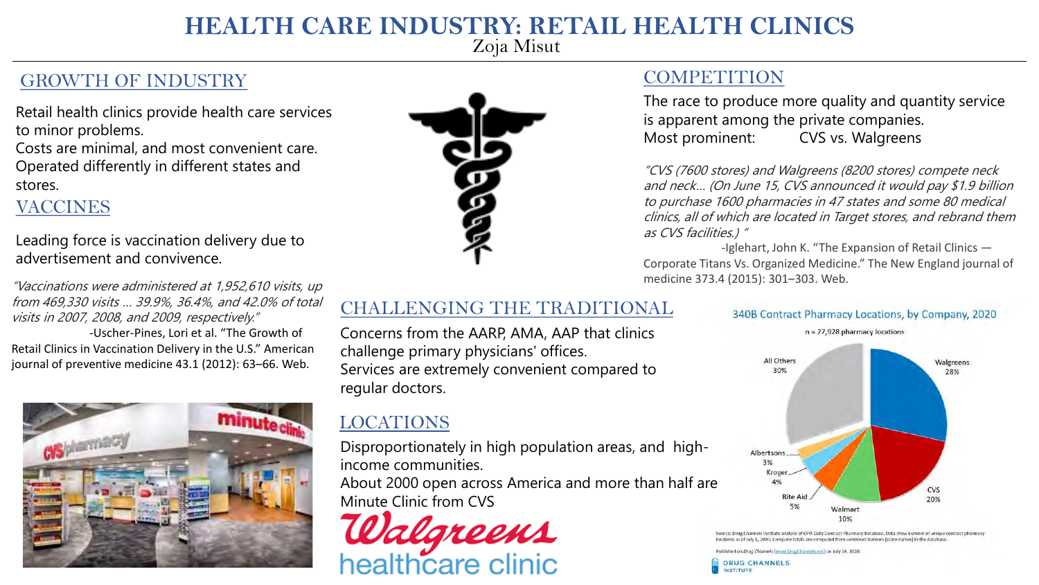# HEALTH CARE INDUSTRY: RETAIL HEALTH CLINICS

Zoja Misut

## GROWTH OF INDUSTRY

Retail health clinics provide health care services to minor problems.
Costs are minimal, and most convenient care.
Operated differently in different states and stores.

## VACCINES

Leading force is vaccination delivery due to advertisement and convivence.

*"Vaccinations were administered at 1,952,610 visits, up from 469,330 visits ... 39.9%, 36.4%, and 42.0% of total visits in 2007, 2008, and 2009, respectively."*

-Uscher-Pines, Lori et al. "The Growth of Retail Clinics in Vaccination Delivery in the U.S." American journal of preventive medicine 43.1 (2012): 63–66. Web.

## CHALLENGING THE TRADITIONAL

Concerns from the AARP, AMA, AAP that clinics challenge primary physicians' offices.
Services are extremely convenient compared to regular doctors.

## LOCATIONS

Disproportionately in high population areas, and high-income communities.
About 2000 open across America and more than half are Minute Clinic from CVS

## COMPETITION

The race to produce more quality and quantity service is apparent among the private companies.
Most prominent: CVS vs. Walgreens

*"CVS (7600 stores) and Walgreens (8200 stores) compete neck and neck... (On June 15, CVS announced it would pay $1.9 billion to purchase 1600 pharmacies in 47 states and some 80 medical clinics, all of which are located in Target stores, and rebrand them as CVS facilities.) "*

-Iglehart, John K. "The Expansion of Retail Clinics — Corporate Titans Vs. Organized Medicine." The New England journal of medicine 373.4 (2015): 301–303. Web.

340B Contract Pharmacy Locations, by Company, 2020

n = 27,928 pharmacy locations

| Company | Share |
| --- | --- |
| Walgreens | 28% |
| CVS | 20% |
| Walmart | 10% |
| Rite Aid | 5% |
| Kroger | 4% |
| Albertsons | 3% |
| All Others | 30% |

Source: Drug Channels Institute analysis of OPA Daily Contract Pharmacy Database. Data show number of unique contract pharmacy locations as of July 1, 2020. Company totals are computed from combined banners (store names) in the database.

Published on Drug Channels (www.DrugChannels.net) on July 14, 2020.

DRUG CHANNELS INSTITUTE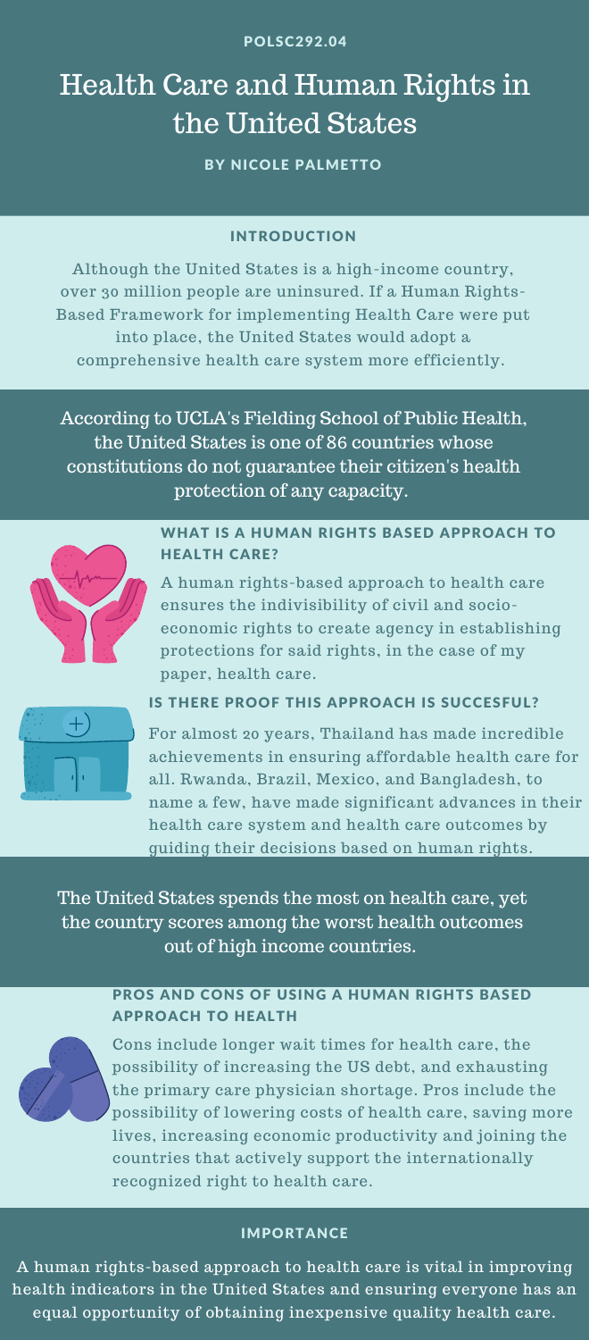POLSC292.04

# Health Care and Human Rights in the United States

BY NICOLE PALMETTO

## INTRODUCTION

Although the United States is a high-income country, over 30 million people are uninsured. If a Human Rights-Based Framework for implementing Health Care were put into place, the United States would adopt a comprehensive health care system more efficiently.

According to UCLA's Fielding School of Public Health, the United States is one of 86 countries whose constitutions do not guarantee their citizen's health protection of any capacity.

### WHAT IS A HUMAN RIGHTS BASED APPROACH TO HEALTH CARE?

A human rights-based approach to health care ensures the indivisibility of civil and socio-economic rights to create agency in establishing protections for said rights, in the case of my paper, health care.

### IS THERE PROOF THIS APPROACH IS SUCCESFUL?

For almost 20 years, Thailand has made incredible achievements in ensuring affordable health care for all. Rwanda, Brazil, Mexico, and Bangladesh, to name a few, have made significant advances in their health care system and health care outcomes by guiding their decisions based on human rights.

The United States spends the most on health care, yet the country scores among the worst health outcomes out of high income countries.

### PROS AND CONS OF USING A HUMAN RIGHTS BASED APPROACH TO HEALTH

Cons include longer wait times for health care, the possibility of increasing the US debt, and exhausting the primary care physician shortage. Pros include the possibility of lowering costs of health care, saving more lives, increasing economic productivity and joining the countries that actively support the internationally recognized right to health care.

## IMPORTANCE

A human rights-based approach to health care is vital in improving health indicators in the United States and ensuring everyone has an equal opportunity of obtaining inexpensive quality health care.